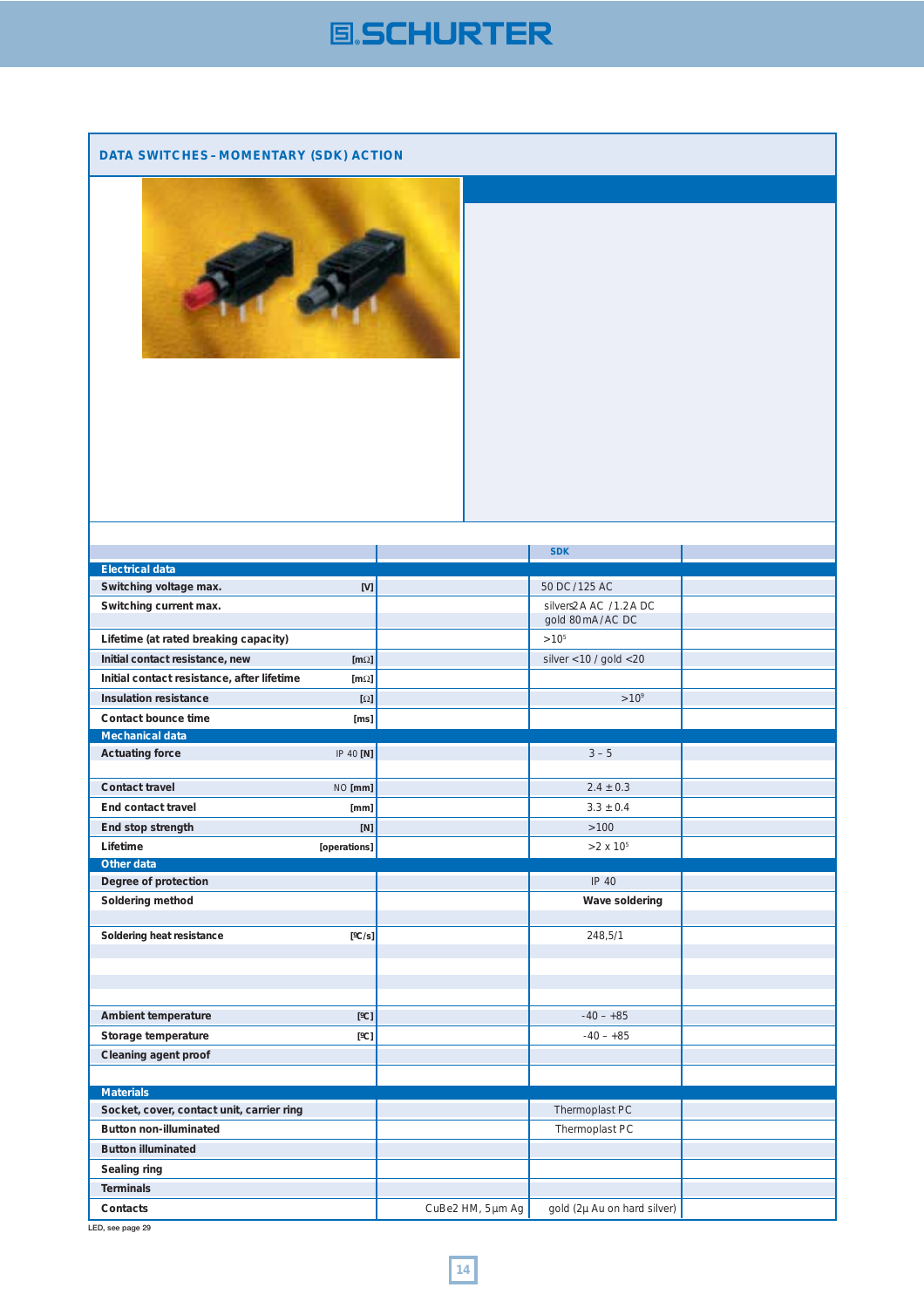## DATA SWITCHES – MOMENTARY (SDK) ACTION

| | | | SDK | |
|---|---|---|---|---|
| **Electrical data** | | | | |
| **Switching voltage max.** | [V] | | 50 DC / 125 AC | |
| **Switching current max.** | | | silver 2 A AC / 1.2 A DC<br>gold 80 mA / AC DC | |
| **Lifetime (at rated breaking capacity)** | | | $>10^5$ | |
| **Initial contact resistance, new** | [mΩ] | | silver <10 / gold <20 | |
| **Initial contact resistance, after lifetime** | [mΩ] | | | |
| **Insulation resistance** | [Ω] | | $>10^9$ | |
| **Contact bounce time** | [ms] | | | |
| **Mechanical data** | | | | |
| **Actuating force** | IP 40 [N] | | 3 – 5 | |
| **Contact travel** | NO [mm] | | 2.4 ± 0.3 | |
| **End contact travel** | [mm] | | 3.3 ± 0.4 | |
| **End stop strength** | [N] | | >100 | |
| **Lifetime** | [operations] | | $>2 \times 10^5$ | |
| **Other data** | | | | |
| **Degree of protection** | | | IP 40 | |
| **Soldering method** | | | **Wave soldering** | |
| **Soldering heat resistance** | [ºC/s] | | 248,5/1 | |
| **Ambient temperature** | [ºC] | | -40 – +85 | |
| **Storage temperature** | [ºC] | | -40 – +85 | |
| **Cleaning agent proof** | | | | |
| **Materials** | | | | |
| **Socket, cover, contact unit, carrier ring** | | | Thermoplast PC | |
| **Button non-illuminated** | | | Thermoplast PC | |
| **Button illuminated** | | | | |
| **Sealing ring** | | | | |
| **Terminals** | | | | |
| **Contacts** | | CuBe2 HM, 5µm Ag | gold (2µ Au on hard silver) | |

LED, see page 29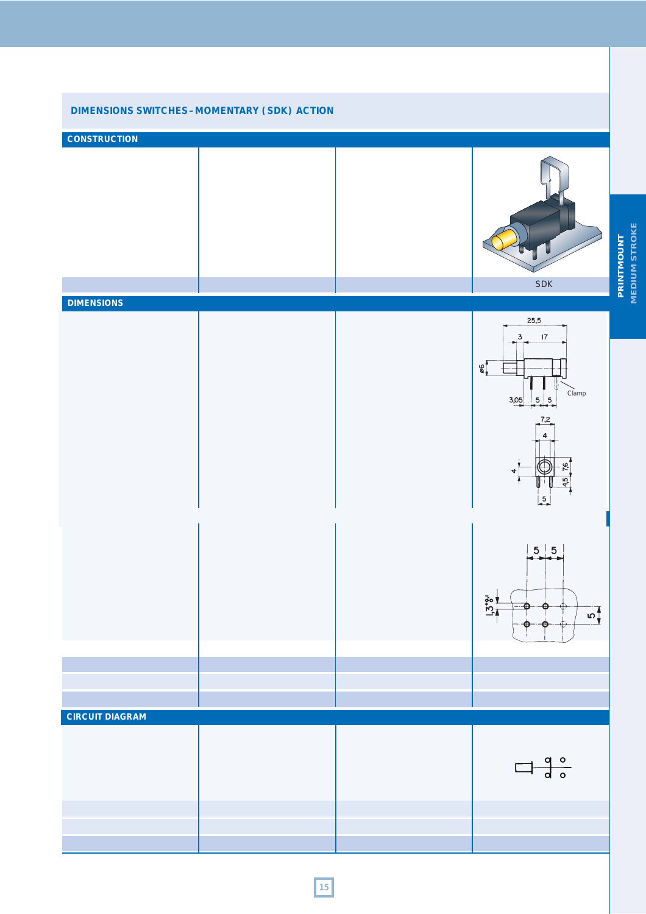## DIMENSIONS SWITCHES – MOMENTARY (SDK) ACTION

### CONSTRUCTION

| | | | |
|---|---|---|---|
| | | | SDK |

### DIMENSIONS

25,5

3 17

ø6

Clamp

3,05 5 5

7,2

4

4 7,6

4,5

5

5 5

$1,3^{+0,1}_{0}$

5

### CIRCUIT DIAGRAM

PRINTMOUNT
MEDIUM STROKE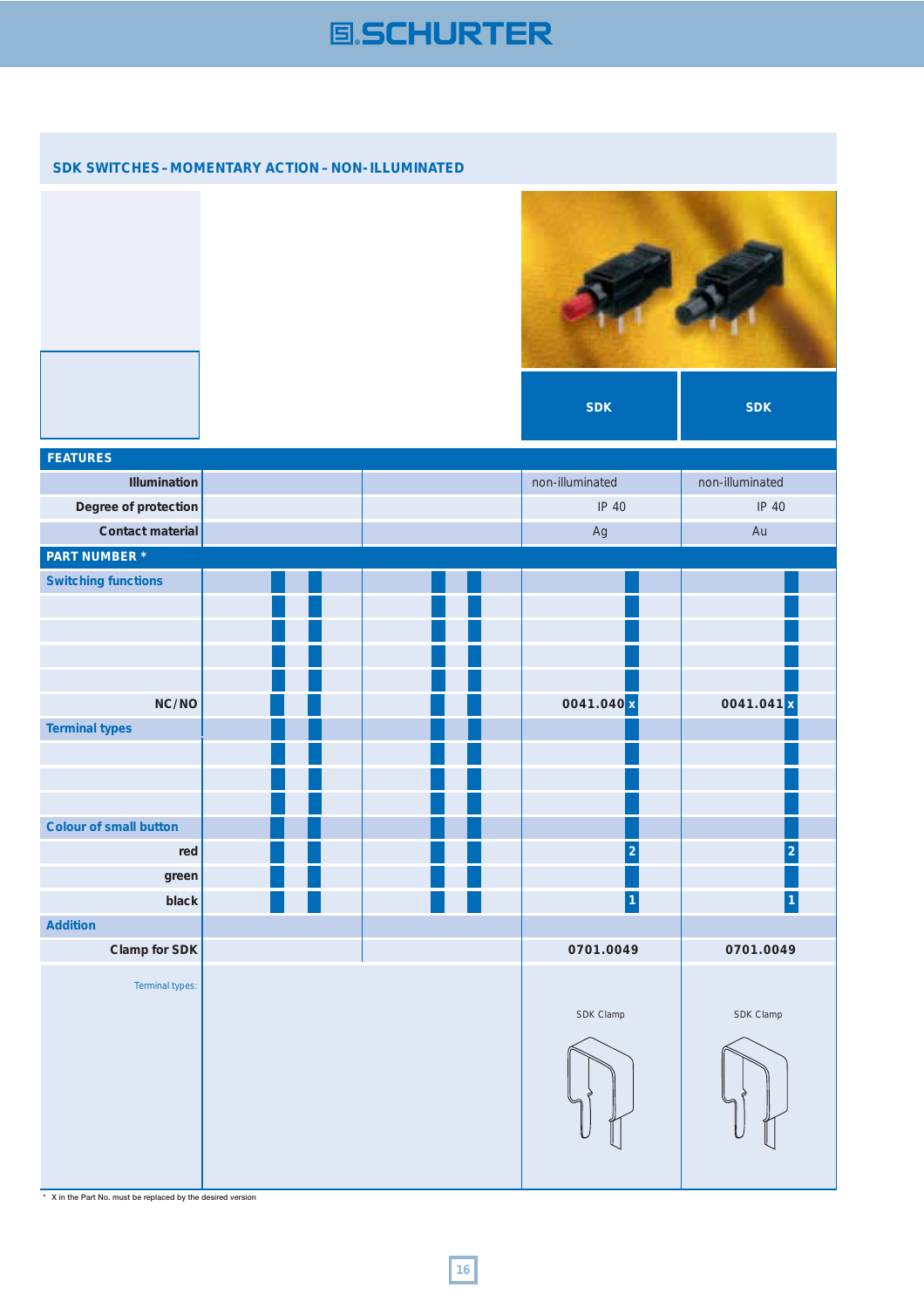## SDK SWITCHES – MOMENTARY ACTION – NON-ILLUMINATED

| | | | SDK | SDK |
|---|---|---|---|---|
| **FEATURES** | | | | |
| Illumination | | | non-illuminated | non-illuminated |
| Degree of protection | | | IP 40 | IP 40 |
| Contact material | | | Ag | Au |
| **PART NUMBER *** | | | | |
| **Switching functions** | | | | |
| NC/NO | | | **0041.040 x** | **0041.041 x** |
| **Terminal types** | | | | |
| **Colour of small button** | | | | |
| red | | | 2 | 2 |
| green | | | | |
| black | | | 1 | 1 |
| **Addition** | | | | |
| Clamp for SDK | | | **0701.0049** | **0701.0049** |
| Terminal types: | | | SDK Clamp | SDK Clamp |

\* X in the Part No. must be replaced by the desired version